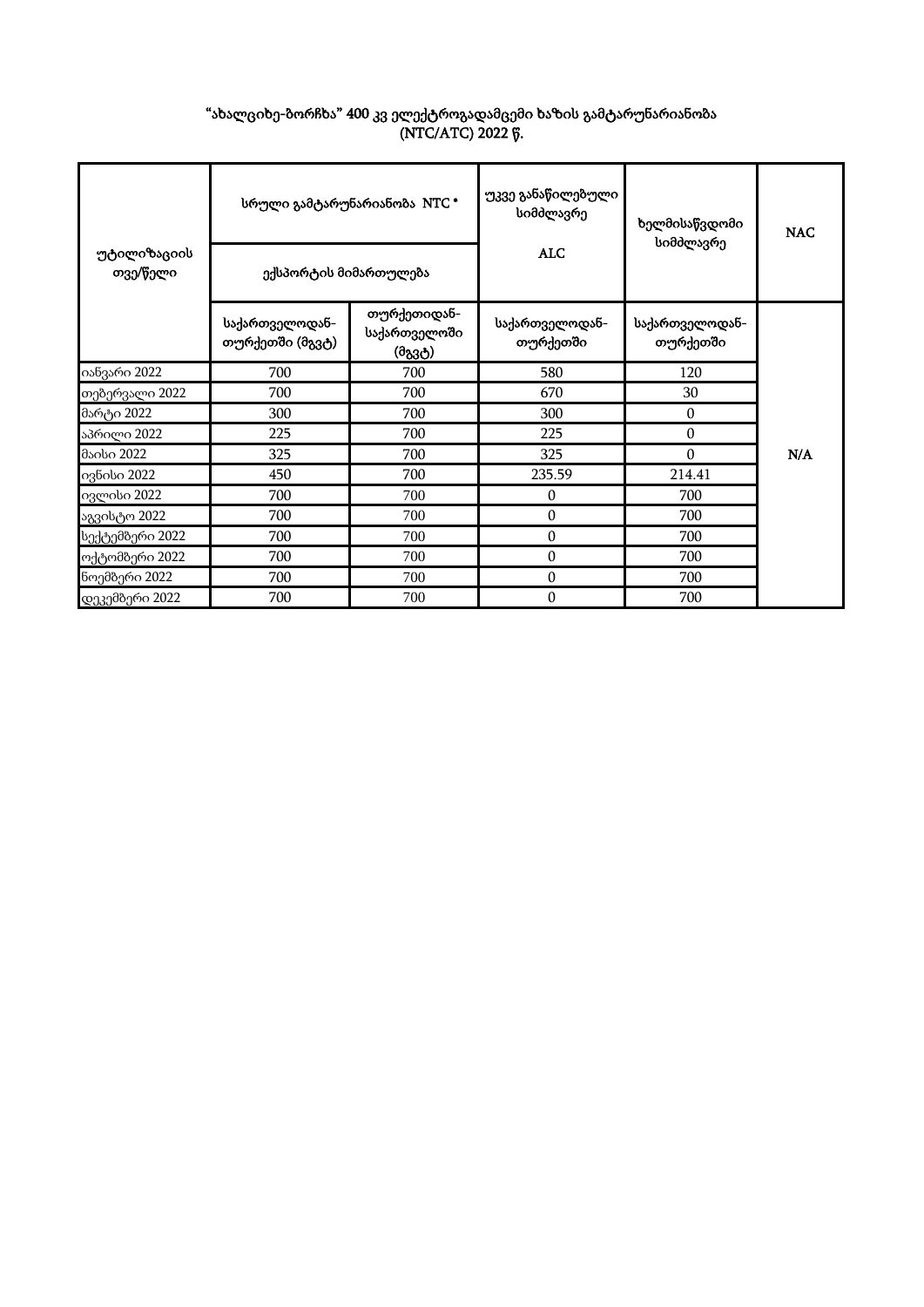“ახალციხე-ბორჩხა” 400 კვ ელექტროგადამცემი ხაზის გამტარუნარიანობა (NTC/ATC) 2022 წ.

| უტილიზაციის თვე/წელი | სრული გამტარუნარიანობა NTC * | | უკვე განაწილებული სიმძლავრე | ხელმისაწვდომი სიმძლავრე | NAC |
|---|---|---|---|---|---|
| | ექსპორტის მიმართულება | | ALC | | |
| | საქართველოდან-თურქეთში (მგვტ) | თურქეთიდან-საქართველოში (მგვტ) | საქართველოდან-თურქეთში | საქართველოდან-თურქეთში | |
| იანვარი 2022 | 700 | 700 | 580 | 120 | N/A |
| თებერვალი 2022 | 700 | 700 | 670 | 30 | |
| მარტი 2022 | 300 | 700 | 300 | 0 | |
| აპრილი 2022 | 225 | 700 | 225 | 0 | |
| მაისი 2022 | 325 | 700 | 325 | 0 | |
| ივნისი 2022 | 450 | 700 | 235.59 | 214.41 | |
| ივლისი 2022 | 700 | 700 | 0 | 700 | |
| აგვისტო 2022 | 700 | 700 | 0 | 700 | |
| სექტემბერი 2022 | 700 | 700 | 0 | 700 | |
| ოქტომბერი 2022 | 700 | 700 | 0 | 700 | |
| ნოემბერი 2022 | 700 | 700 | 0 | 700 | |
| დეკემბერი 2022 | 700 | 700 | 0 | 700 | |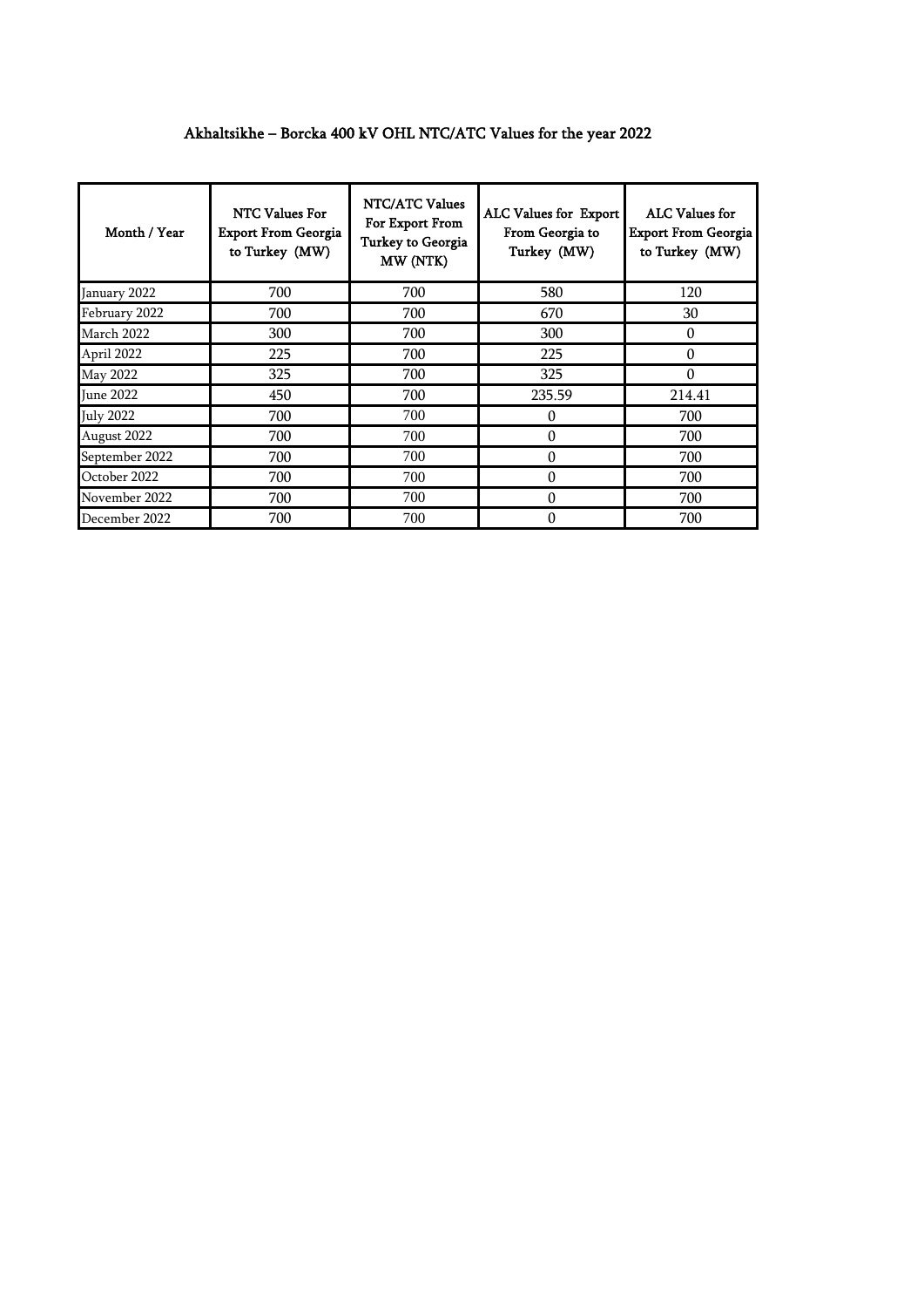# Akhaltsikhe – Borcka 400 kV OHL NTC/ATC Values for the year 2022

| Month / Year | NTC Values For Export From Georgia to Turkey (MW) | NTC/ATC Values For Export From Turkey to Georgia MW (NTK) | ALC Values for Export From Georgia to Turkey (MW) | ALC Values for Export From Georgia to Turkey (MW) |
|---|---|---|---|---|
| January 2022 | 700 | 700 | 580 | 120 |
| February 2022 | 700 | 700 | 670 | 30 |
| March 2022 | 300 | 700 | 300 | 0 |
| April 2022 | 225 | 700 | 225 | 0 |
| May 2022 | 325 | 700 | 325 | 0 |
| June 2022 | 450 | 700 | 235.59 | 214.41 |
| July 2022 | 700 | 700 | 0 | 700 |
| August 2022 | 700 | 700 | 0 | 700 |
| September 2022 | 700 | 700 | 0 | 700 |
| October 2022 | 700 | 700 | 0 | 700 |
| November 2022 | 700 | 700 | 0 | 700 |
| December 2022 | 700 | 700 | 0 | 700 |